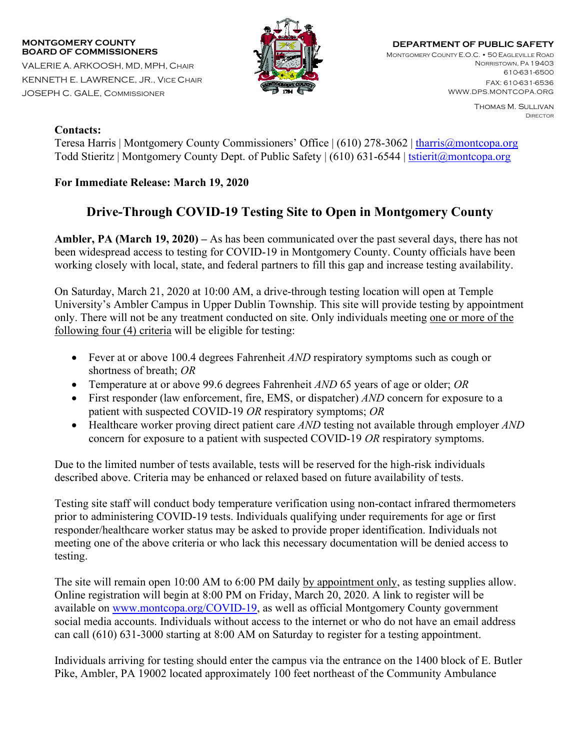**MONTGOMERY COUNTY BOARD OF COMMISSIONERS**

VALERIE A. ARKOOSH, MD, MPH, CHAIR
KENNETH E. LAWRENCE, JR., VICE CHAIR
JOSEPH C. GALE, COMMISSIONER

**DEPARTMENT OF PUBLIC SAFETY**

MONTGOMERY COUNTY E.O.C. • 50 EAGLEVILLE ROAD
NORRISTOWN, PA 19403
610-631-6500
FAX: 610-631-6536
WWW.DPS.MONTCOPA.ORG

THOMAS M. SULLIVAN
DIRECTOR

**Contacts:**
Teresa Harris | Montgomery County Commissioners' Office | (610) 278-3062 | tharris@montcopa.org
Todd Stieritz | Montgomery County Dept. of Public Safety | (610) 631-6544 | tstierit@montcopa.org

**For Immediate Release: March 19, 2020**

# Drive-Through COVID-19 Testing Site to Open in Montgomery County

**Ambler, PA (March 19, 2020) –** As has been communicated over the past several days, there has not been widespread access to testing for COVID-19 in Montgomery County. County officials have been working closely with local, state, and federal partners to fill this gap and increase testing availability.

On Saturday, March 21, 2020 at 10:00 AM, a drive-through testing location will open at Temple University's Ambler Campus in Upper Dublin Township. This site will provide testing by appointment only. There will not be any treatment conducted on site. Only individuals meeting one or more of the following four (4) criteria will be eligible for testing:

- Fever at or above 100.4 degrees Fahrenheit *AND* respiratory symptoms such as cough or shortness of breath; *OR*
- Temperature at or above 99.6 degrees Fahrenheit *AND* 65 years of age or older; *OR*
- First responder (law enforcement, fire, EMS, or dispatcher) *AND* concern for exposure to a patient with suspected COVID-19 *OR* respiratory symptoms; *OR*
- Healthcare worker proving direct patient care *AND* testing not available through employer *AND* concern for exposure to a patient with suspected COVID-19 *OR* respiratory symptoms.

Due to the limited number of tests available, tests will be reserved for the high-risk individuals described above. Criteria may be enhanced or relaxed based on future availability of tests.

Testing site staff will conduct body temperature verification using non-contact infrared thermometers prior to administering COVID-19 tests. Individuals qualifying under requirements for age or first responder/healthcare worker status may be asked to provide proper identification. Individuals not meeting one of the above criteria or who lack this necessary documentation will be denied access to testing.

The site will remain open 10:00 AM to 6:00 PM daily by appointment only, as testing supplies allow. Online registration will begin at 8:00 PM on Friday, March 20, 2020. A link to register will be available on www.montcopa.org/COVID-19, as well as official Montgomery County government social media accounts. Individuals without access to the internet or who do not have an email address can call (610) 631-3000 starting at 8:00 AM on Saturday to register for a testing appointment.

Individuals arriving for testing should enter the campus via the entrance on the 1400 block of E. Butler Pike, Ambler, PA 19002 located approximately 100 feet northeast of the Community Ambulance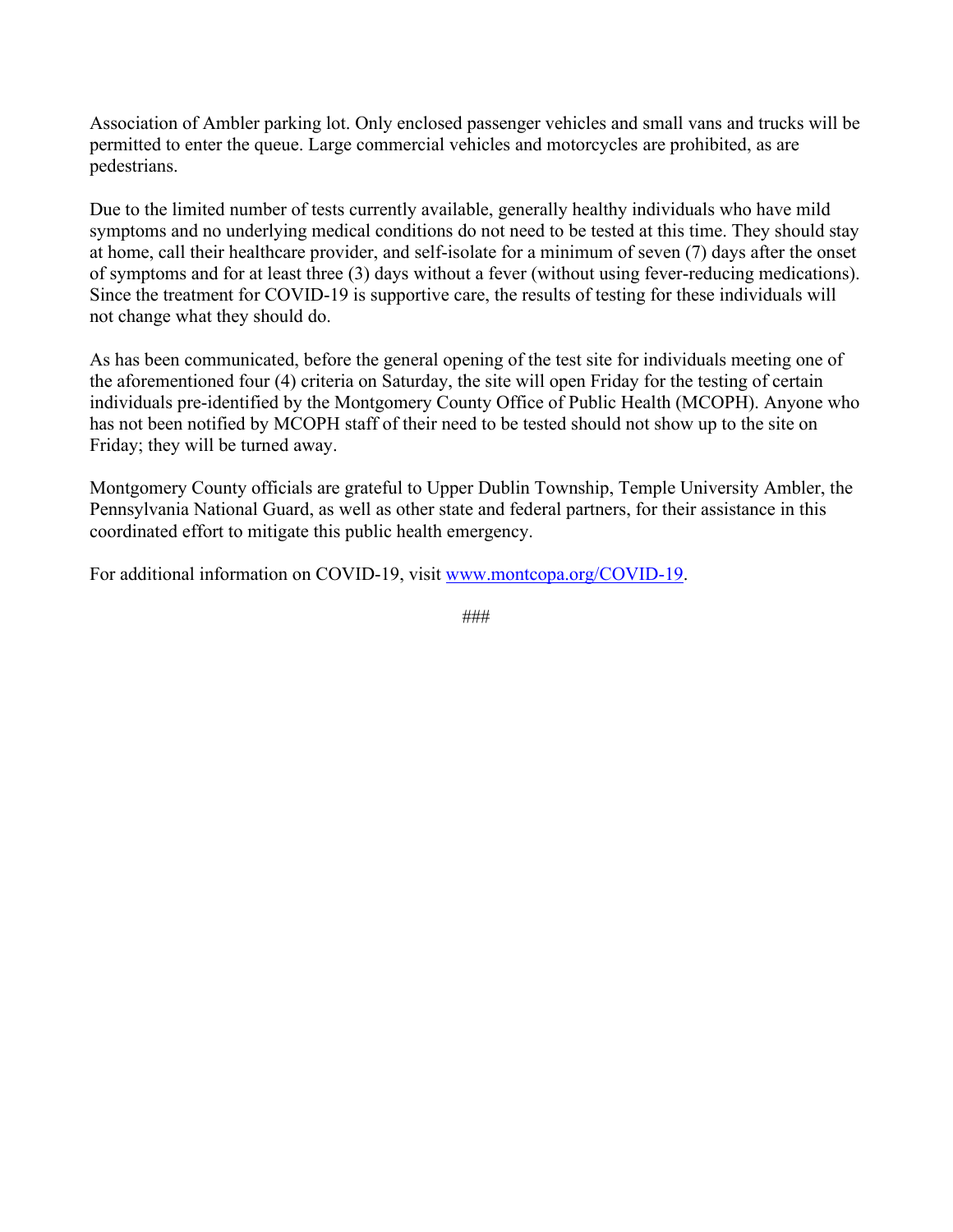Association of Ambler parking lot. Only enclosed passenger vehicles and small vans and trucks will be permitted to enter the queue. Large commercial vehicles and motorcycles are prohibited, as are pedestrians.

Due to the limited number of tests currently available, generally healthy individuals who have mild symptoms and no underlying medical conditions do not need to be tested at this time. They should stay at home, call their healthcare provider, and self-isolate for a minimum of seven (7) days after the onset of symptoms and for at least three (3) days without a fever (without using fever-reducing medications). Since the treatment for COVID-19 is supportive care, the results of testing for these individuals will not change what they should do.

As has been communicated, before the general opening of the test site for individuals meeting one of the aforementioned four (4) criteria on Saturday, the site will open Friday for the testing of certain individuals pre-identified by the Montgomery County Office of Public Health (MCOPH). Anyone who has not been notified by MCOPH staff of their need to be tested should not show up to the site on Friday; they will be turned away.

Montgomery County officials are grateful to Upper Dublin Township, Temple University Ambler, the Pennsylvania National Guard, as well as other state and federal partners, for their assistance in this coordinated effort to mitigate this public health emergency.

For additional information on COVID-19, visit [www.montcopa.org/COVID-19](http://www.montcopa.org/COVID-19).

###